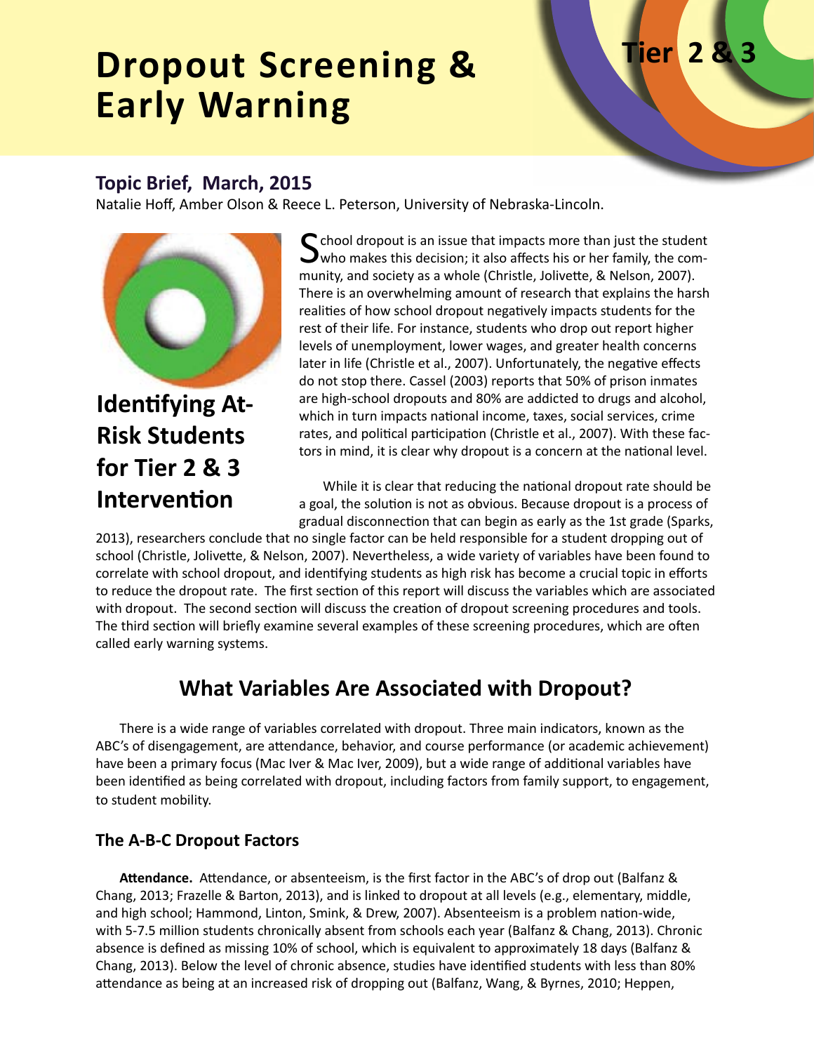# Dropout Screening & Early Warning

Tier 2 & 3

## Topic Brief, March, 2015

Natalie Hoff, Amber Olson & Reece L. Peterson, University of Nebraska-Lincoln.

## Identifying At-Risk Students for Tier 2 & 3 Intervention

School dropout is an issue that impacts more than just the student who makes this decision; it also affects his or her family, the community, and society as a whole (Christle, Jolivette, & Nelson, 2007). There is an overwhelming amount of research that explains the harsh realities of how school dropout negatively impacts students for the rest of their life. For instance, students who drop out report higher levels of unemployment, lower wages, and greater health concerns later in life (Christle et al., 2007). Unfortunately, the negative effects do not stop there. Cassel (2003) reports that 50% of prison inmates are high-school dropouts and 80% are addicted to drugs and alcohol, which in turn impacts national income, taxes, social services, crime rates, and political participation (Christle et al., 2007). With these factors in mind, it is clear why dropout is a concern at the national level.

While it is clear that reducing the national dropout rate should be a goal, the solution is not as obvious. Because dropout is a process of gradual disconnection that can begin as early as the 1st grade (Sparks, 2013), researchers conclude that no single factor can be held responsible for a student dropping out of school (Christle, Jolivette, & Nelson, 2007). Nevertheless, a wide variety of variables have been found to correlate with school dropout, and identifying students as high risk has become a crucial topic in efforts to reduce the dropout rate. The first section of this report will discuss the variables which are associated with dropout. The second section will discuss the creation of dropout screening procedures and tools. The third section will briefly examine several examples of these screening procedures, which are often called early warning systems.

## What Variables Are Associated with Dropout?

There is a wide range of variables correlated with dropout. Three main indicators, known as the ABC's of disengagement, are attendance, behavior, and course performance (or academic achievement) have been a primary focus (Mac Iver & Mac Iver, 2009), but a wide range of additional variables have been identified as being correlated with dropout, including factors from family support, to engagement, to student mobility.

### The A-B-C Dropout Factors

**Attendance.** Attendance, or absenteeism, is the first factor in the ABC's of drop out (Balfanz & Chang, 2013; Frazelle & Barton, 2013), and is linked to dropout at all levels (e.g., elementary, middle, and high school; Hammond, Linton, Smink, & Drew, 2007). Absenteeism is a problem nation-wide, with 5-7.5 million students chronically absent from schools each year (Balfanz & Chang, 2013). Chronic absence is defined as missing 10% of school, which is equivalent to approximately 18 days (Balfanz & Chang, 2013). Below the level of chronic absence, studies have identified students with less than 80% attendance as being at an increased risk of dropping out (Balfanz, Wang, & Byrnes, 2010; Heppen,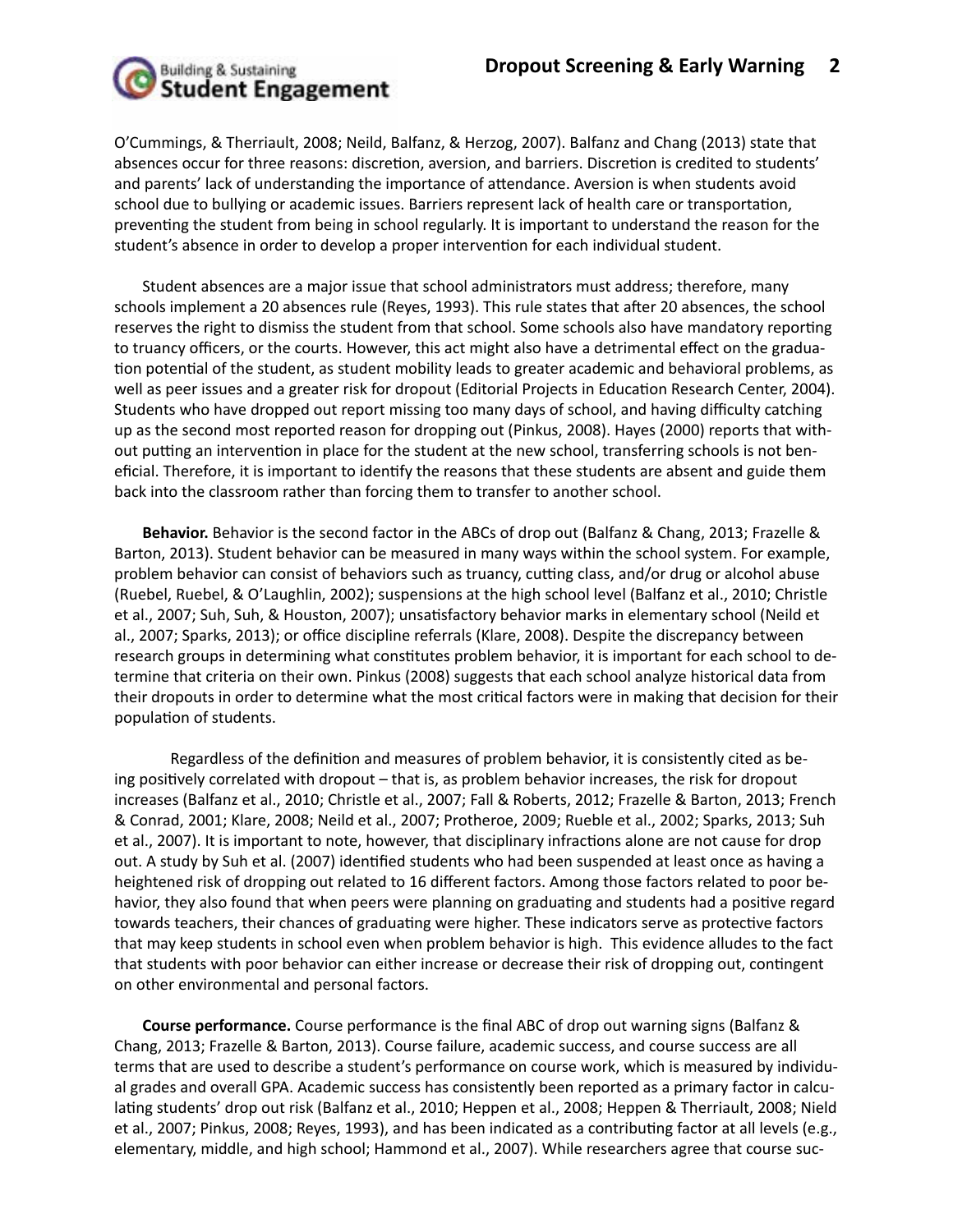O'Cummings, & Therriault, 2008; Neild, Balfanz, & Herzog, 2007). Balfanz and Chang (2013) state that absences occur for three reasons: discretion, aversion, and barriers. Discretion is credited to students' and parents' lack of understanding the importance of attendance. Aversion is when students avoid school due to bullying or academic issues. Barriers represent lack of health care or transportation, preventing the student from being in school regularly. It is important to understand the reason for the student's absence in order to develop a proper intervention for each individual student.

Student absences are a major issue that school administrators must address; therefore, many schools implement a 20 absences rule (Reyes, 1993). This rule states that after 20 absences, the school reserves the right to dismiss the student from that school. Some schools also have mandatory reporting to truancy officers, or the courts. However, this act might also have a detrimental effect on the graduation potential of the student, as student mobility leads to greater academic and behavioral problems, as well as peer issues and a greater risk for dropout (Editorial Projects in Education Research Center, 2004). Students who have dropped out report missing too many days of school, and having difficulty catching up as the second most reported reason for dropping out (Pinkus, 2008). Hayes (2000) reports that without putting an intervention in place for the student at the new school, transferring schools is not beneficial. Therefore, it is important to identify the reasons that these students are absent and guide them back into the classroom rather than forcing them to transfer to another school.

**Behavior.** Behavior is the second factor in the ABCs of drop out (Balfanz & Chang, 2013; Frazelle & Barton, 2013). Student behavior can be measured in many ways within the school system. For example, problem behavior can consist of behaviors such as truancy, cutting class, and/or drug or alcohol abuse (Ruebel, Ruebel, & O'Laughlin, 2002); suspensions at the high school level (Balfanz et al., 2010; Christle et al., 2007; Suh, Suh, & Houston, 2007); unsatisfactory behavior marks in elementary school (Neild et al., 2007; Sparks, 2013); or office discipline referrals (Klare, 2008). Despite the discrepancy between research groups in determining what constitutes problem behavior, it is important for each school to determine that criteria on their own. Pinkus (2008) suggests that each school analyze historical data from their dropouts in order to determine what the most critical factors were in making that decision for their population of students.

Regardless of the definition and measures of problem behavior, it is consistently cited as being positively correlated with dropout – that is, as problem behavior increases, the risk for dropout increases (Balfanz et al., 2010; Christle et al., 2007; Fall & Roberts, 2012; Frazelle & Barton, 2013; French & Conrad, 2001; Klare, 2008; Neild et al., 2007; Protheroe, 2009; Rueble et al., 2002; Sparks, 2013; Suh et al., 2007). It is important to note, however, that disciplinary infractions alone are not cause for drop out. A study by Suh et al. (2007) identified students who had been suspended at least once as having a heightened risk of dropping out related to 16 different factors. Among those factors related to poor behavior, they also found that when peers were planning on graduating and students had a positive regard towards teachers, their chances of graduating were higher. These indicators serve as protective factors that may keep students in school even when problem behavior is high. This evidence alludes to the fact that students with poor behavior can either increase or decrease their risk of dropping out, contingent on other environmental and personal factors.

**Course performance.** Course performance is the final ABC of drop out warning signs (Balfanz & Chang, 2013; Frazelle & Barton, 2013). Course failure, academic success, and course success are all terms that are used to describe a student's performance on course work, which is measured by individual grades and overall GPA. Academic success has consistently been reported as a primary factor in calculating students' drop out risk (Balfanz et al., 2010; Heppen et al., 2008; Heppen & Therriault, 2008; Nield et al., 2007; Pinkus, 2008; Reyes, 1993), and has been indicated as a contributing factor at all levels (e.g., elementary, middle, and high school; Hammond et al., 2007). While researchers agree that course suc-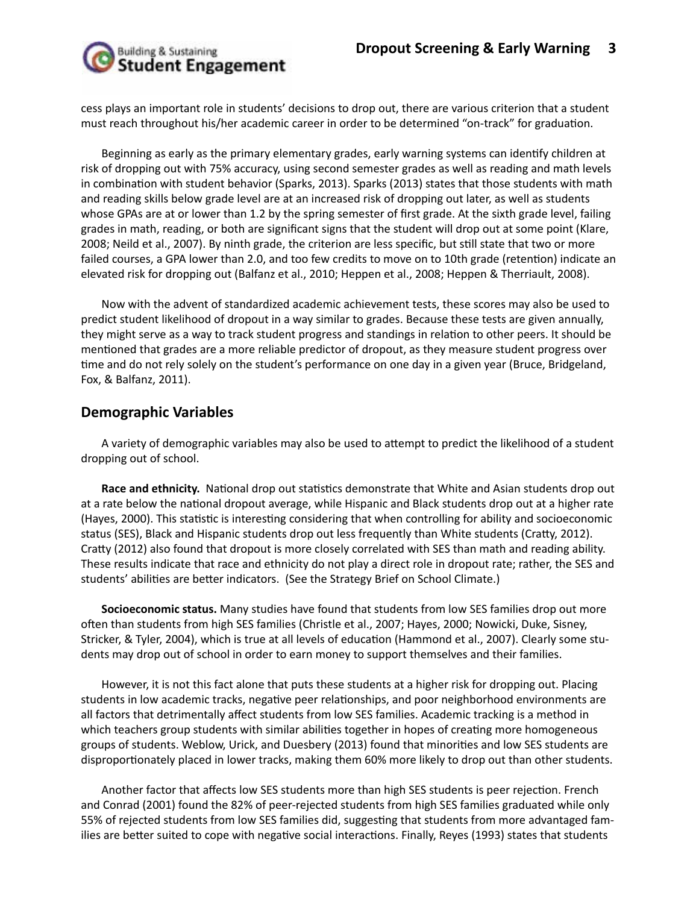cess plays an important role in students' decisions to drop out, there are various criterion that a student must reach throughout his/her academic career in order to be determined "on-track" for graduation.

Beginning as early as the primary elementary grades, early warning systems can identify children at risk of dropping out with 75% accuracy, using second semester grades as well as reading and math levels in combination with student behavior (Sparks, 2013). Sparks (2013) states that those students with math and reading skills below grade level are at an increased risk of dropping out later, as well as students whose GPAs are at or lower than 1.2 by the spring semester of first grade. At the sixth grade level, failing grades in math, reading, or both are significant signs that the student will drop out at some point (Klare, 2008; Neild et al., 2007). By ninth grade, the criterion are less specific, but still state that two or more failed courses, a GPA lower than 2.0, and too few credits to move on to 10th grade (retention) indicate an elevated risk for dropping out (Balfanz et al., 2010; Heppen et al., 2008; Heppen & Therriault, 2008).

Now with the advent of standardized academic achievement tests, these scores may also be used to predict student likelihood of dropout in a way similar to grades. Because these tests are given annually, they might serve as a way to track student progress and standings in relation to other peers. It should be mentioned that grades are a more reliable predictor of dropout, as they measure student progress over time and do not rely solely on the student's performance on one day in a given year (Bruce, Bridgeland, Fox, & Balfanz, 2011).

## Demographic Variables

A variety of demographic variables may also be used to attempt to predict the likelihood of a student dropping out of school.

**Race and ethnicity.** National drop out statistics demonstrate that White and Asian students drop out at a rate below the national dropout average, while Hispanic and Black students drop out at a higher rate (Hayes, 2000). This statistic is interesting considering that when controlling for ability and socioeconomic status (SES), Black and Hispanic students drop out less frequently than White students (Cratty, 2012). Cratty (2012) also found that dropout is more closely correlated with SES than math and reading ability. These results indicate that race and ethnicity do not play a direct role in dropout rate; rather, the SES and students' abilities are better indicators. (See the Strategy Brief on School Climate.)

**Socioeconomic status.** Many studies have found that students from low SES families drop out more often than students from high SES families (Christle et al., 2007; Hayes, 2000; Nowicki, Duke, Sisney, Stricker, & Tyler, 2004), which is true at all levels of education (Hammond et al., 2007). Clearly some students may drop out of school in order to earn money to support themselves and their families.

However, it is not this fact alone that puts these students at a higher risk for dropping out. Placing students in low academic tracks, negative peer relationships, and poor neighborhood environments are all factors that detrimentally affect students from low SES families. Academic tracking is a method in which teachers group students with similar abilities together in hopes of creating more homogeneous groups of students. Weblow, Urick, and Duesbery (2013) found that minorities and low SES students are disproportionately placed in lower tracks, making them 60% more likely to drop out than other students.

Another factor that affects low SES students more than high SES students is peer rejection. French and Conrad (2001) found the 82% of peer-rejected students from high SES families graduated while only 55% of rejected students from low SES families did, suggesting that students from more advantaged families are better suited to cope with negative social interactions. Finally, Reyes (1993) states that students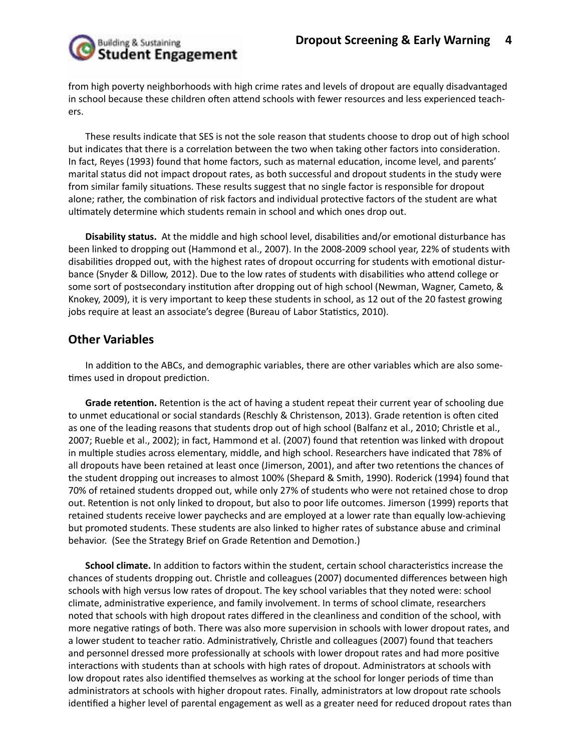from high poverty neighborhoods with high crime rates and levels of dropout are equally disadvantaged in school because these children often attend schools with fewer resources and less experienced teachers.

These results indicate that SES is not the sole reason that students choose to drop out of high school but indicates that there is a correlation between the two when taking other factors into consideration. In fact, Reyes (1993) found that home factors, such as maternal education, income level, and parents' marital status did not impact dropout rates, as both successful and dropout students in the study were from similar family situations. These results suggest that no single factor is responsible for dropout alone; rather, the combination of risk factors and individual protective factors of the student are what ultimately determine which students remain in school and which ones drop out.

**Disability status.** At the middle and high school level, disabilities and/or emotional disturbance has been linked to dropping out (Hammond et al., 2007). In the 2008-2009 school year, 22% of students with disabilities dropped out, with the highest rates of dropout occurring for students with emotional disturbance (Snyder & Dillow, 2012). Due to the low rates of students with disabilities who attend college or some sort of postsecondary institution after dropping out of high school (Newman, Wagner, Cameto, & Knokey, 2009), it is very important to keep these students in school, as 12 out of the 20 fastest growing jobs require at least an associate's degree (Bureau of Labor Statistics, 2010).

## Other Variables

In addition to the ABCs, and demographic variables, there are other variables which are also sometimes used in dropout prediction.

**Grade retention.** Retention is the act of having a student repeat their current year of schooling due to unmet educational or social standards (Reschly & Christenson, 2013). Grade retention is often cited as one of the leading reasons that students drop out of high school (Balfanz et al., 2010; Christle et al., 2007; Rueble et al., 2002); in fact, Hammond et al. (2007) found that retention was linked with dropout in multiple studies across elementary, middle, and high school. Researchers have indicated that 78% of all dropouts have been retained at least once (Jimerson, 2001), and after two retentions the chances of the student dropping out increases to almost 100% (Shepard & Smith, 1990). Roderick (1994) found that 70% of retained students dropped out, while only 27% of students who were not retained chose to drop out. Retention is not only linked to dropout, but also to poor life outcomes. Jimerson (1999) reports that retained students receive lower paychecks and are employed at a lower rate than equally low-achieving but promoted students. These students are also linked to higher rates of substance abuse and criminal behavior. (See the Strategy Brief on Grade Retention and Demotion.)

**School climate.** In addition to factors within the student, certain school characteristics increase the chances of students dropping out. Christle and colleagues (2007) documented differences between high schools with high versus low rates of dropout. The key school variables that they noted were: school climate, administrative experience, and family involvement. In terms of school climate, researchers noted that schools with high dropout rates differed in the cleanliness and condition of the school, with more negative ratings of both. There was also more supervision in schools with lower dropout rates, and a lower student to teacher ratio. Administratively, Christle and colleagues (2007) found that teachers and personnel dressed more professionally at schools with lower dropout rates and had more positive interactions with students than at schools with high rates of dropout. Administrators at schools with low dropout rates also identified themselves as working at the school for longer periods of time than administrators at schools with higher dropout rates. Finally, administrators at low dropout rate schools identified a higher level of parental engagement as well as a greater need for reduced dropout rates than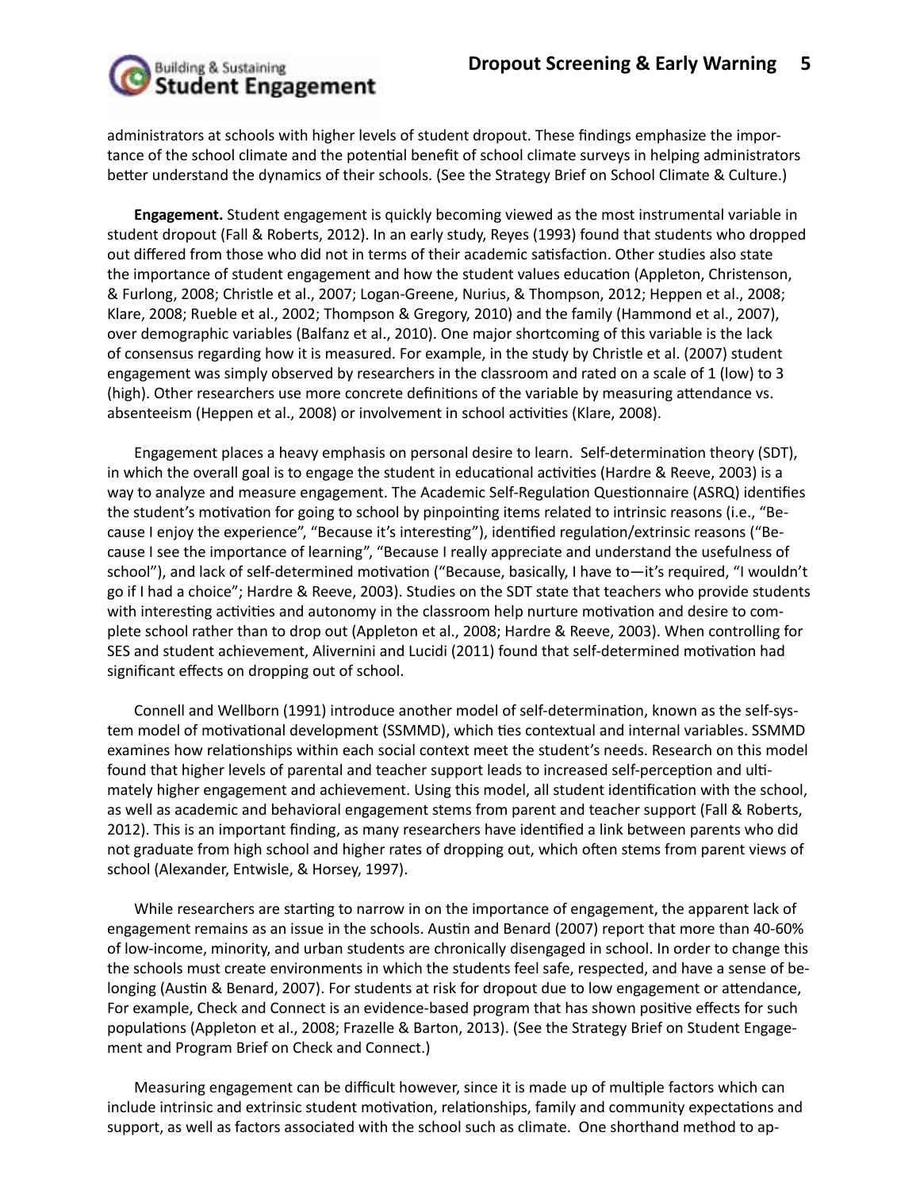administrators at schools with higher levels of student dropout. These findings emphasize the importance of the school climate and the potential benefit of school climate surveys in helping administrators better understand the dynamics of their schools. (See the Strategy Brief on School Climate & Culture.)

**Engagement.** Student engagement is quickly becoming viewed as the most instrumental variable in student dropout (Fall & Roberts, 2012). In an early study, Reyes (1993) found that students who dropped out differed from those who did not in terms of their academic satisfaction. Other studies also state the importance of student engagement and how the student values education (Appleton, Christenson, & Furlong, 2008; Christle et al., 2007; Logan-Greene, Nurius, & Thompson, 2012; Heppen et al., 2008; Klare, 2008; Rueble et al., 2002; Thompson & Gregory, 2010) and the family (Hammond et al., 2007), over demographic variables (Balfanz et al., 2010). One major shortcoming of this variable is the lack of consensus regarding how it is measured. For example, in the study by Christle et al. (2007) student engagement was simply observed by researchers in the classroom and rated on a scale of 1 (low) to 3 (high). Other researchers use more concrete definitions of the variable by measuring attendance vs. absenteeism (Heppen et al., 2008) or involvement in school activities (Klare, 2008).

Engagement places a heavy emphasis on personal desire to learn. Self-determination theory (SDT), in which the overall goal is to engage the student in educational activities (Hardre & Reeve, 2003) is a way to analyze and measure engagement. The Academic Self-Regulation Questionnaire (ASRQ) identifies the student's motivation for going to school by pinpointing items related to intrinsic reasons (i.e., "Because I enjoy the experience", "Because it's interesting"), identified regulation/extrinsic reasons ("Because I see the importance of learning", "Because I really appreciate and understand the usefulness of school"), and lack of self-determined motivation ("Because, basically, I have to—it's required, "I wouldn't go if I had a choice"; Hardre & Reeve, 2003). Studies on the SDT state that teachers who provide students with interesting activities and autonomy in the classroom help nurture motivation and desire to complete school rather than to drop out (Appleton et al., 2008; Hardre & Reeve, 2003). When controlling for SES and student achievement, Alivernini and Lucidi (2011) found that self-determined motivation had significant effects on dropping out of school.

Connell and Wellborn (1991) introduce another model of self-determination, known as the self-system model of motivational development (SSMMD), which ties contextual and internal variables. SSMMD examines how relationships within each social context meet the student's needs. Research on this model found that higher levels of parental and teacher support leads to increased self-perception and ultimately higher engagement and achievement. Using this model, all student identification with the school, as well as academic and behavioral engagement stems from parent and teacher support (Fall & Roberts, 2012). This is an important finding, as many researchers have identified a link between parents who did not graduate from high school and higher rates of dropping out, which often stems from parent views of school (Alexander, Entwisle, & Horsey, 1997).

While researchers are starting to narrow in on the importance of engagement, the apparent lack of engagement remains as an issue in the schools. Austin and Benard (2007) report that more than 40-60% of low-income, minority, and urban students are chronically disengaged in school. In order to change this the schools must create environments in which the students feel safe, respected, and have a sense of belonging (Austin & Benard, 2007). For students at risk for dropout due to low engagement or attendance, For example, Check and Connect is an evidence-based program that has shown positive effects for such populations (Appleton et al., 2008; Frazelle & Barton, 2013). (See the Strategy Brief on Student Engagement and Program Brief on Check and Connect.)

Measuring engagement can be difficult however, since it is made up of multiple factors which can include intrinsic and extrinsic student motivation, relationships, family and community expectations and support, as well as factors associated with the school such as climate. One shorthand method to ap-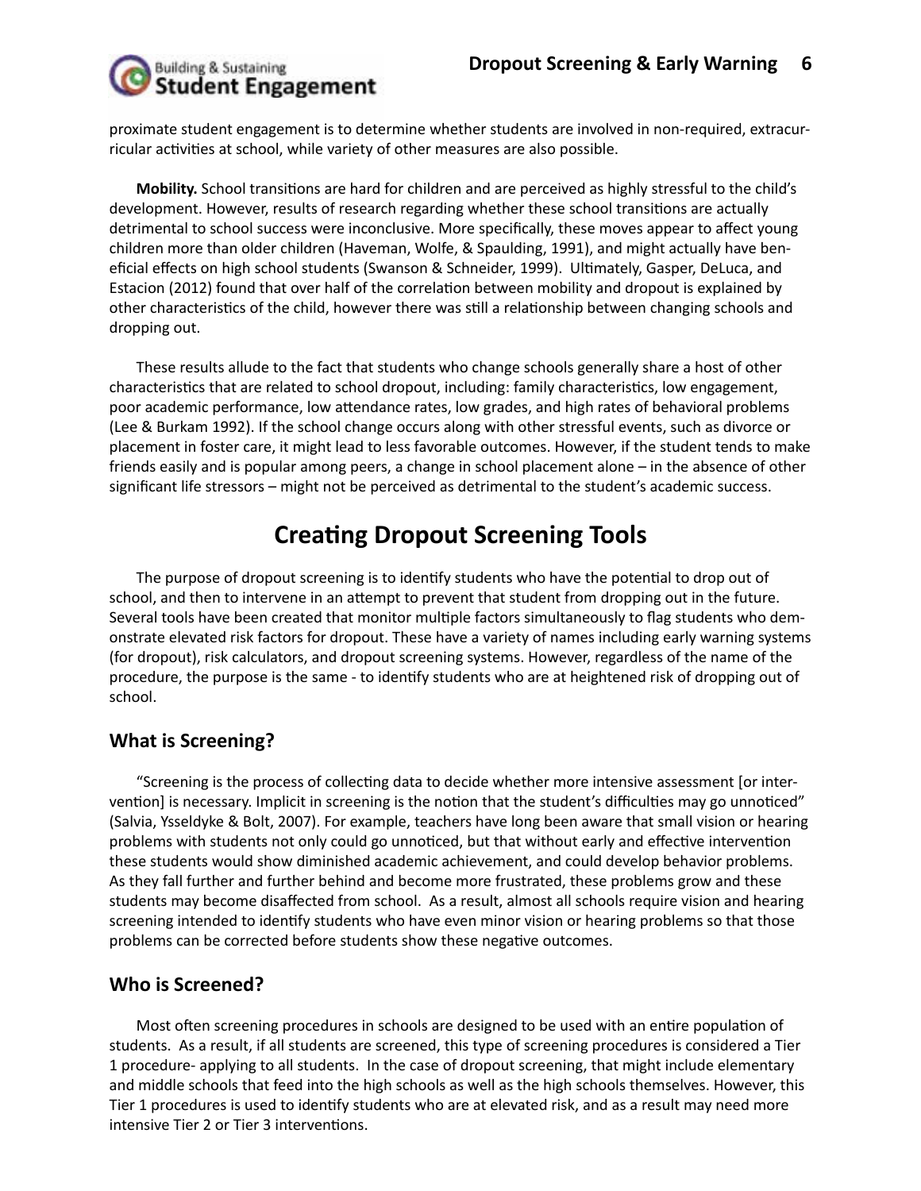proximate student engagement is to determine whether students are involved in non-required, extracurricular activities at school, while variety of other measures are also possible.

**Mobility.** School transitions are hard for children and are perceived as highly stressful to the child's development. However, results of research regarding whether these school transitions are actually detrimental to school success were inconclusive. More specifically, these moves appear to affect young children more than older children (Haveman, Wolfe, & Spaulding, 1991), and might actually have beneficial effects on high school students (Swanson & Schneider, 1999). Ultimately, Gasper, DeLuca, and Estacion (2012) found that over half of the correlation between mobility and dropout is explained by other characteristics of the child, however there was still a relationship between changing schools and dropping out.

These results allude to the fact that students who change schools generally share a host of other characteristics that are related to school dropout, including: family characteristics, low engagement, poor academic performance, low attendance rates, low grades, and high rates of behavioral problems (Lee & Burkam 1992). If the school change occurs along with other stressful events, such as divorce or placement in foster care, it might lead to less favorable outcomes. However, if the student tends to make friends easily and is popular among peers, a change in school placement alone – in the absence of other significant life stressors – might not be perceived as detrimental to the student's academic success.

# Creating Dropout Screening Tools

The purpose of dropout screening is to identify students who have the potential to drop out of school, and then to intervene in an attempt to prevent that student from dropping out in the future. Several tools have been created that monitor multiple factors simultaneously to flag students who demonstrate elevated risk factors for dropout. These have a variety of names including early warning systems (for dropout), risk calculators, and dropout screening systems. However, regardless of the name of the procedure, the purpose is the same - to identify students who are at heightened risk of dropping out of school.

## What is Screening?

"Screening is the process of collecting data to decide whether more intensive assessment [or intervention] is necessary. Implicit in screening is the notion that the student's difficulties may go unnoticed" (Salvia, Ysseldyke & Bolt, 2007). For example, teachers have long been aware that small vision or hearing problems with students not only could go unnoticed, but that without early and effective intervention these students would show diminished academic achievement, and could develop behavior problems. As they fall further and further behind and become more frustrated, these problems grow and these students may become disaffected from school. As a result, almost all schools require vision and hearing screening intended to identify students who have even minor vision or hearing problems so that those problems can be corrected before students show these negative outcomes.

## Who is Screened?

Most often screening procedures in schools are designed to be used with an entire population of students. As a result, if all students are screened, this type of screening procedures is considered a Tier 1 procedure- applying to all students. In the case of dropout screening, that might include elementary and middle schools that feed into the high schools as well as the high schools themselves. However, this Tier 1 procedures is used to identify students who are at elevated risk, and as a result may need more intensive Tier 2 or Tier 3 interventions.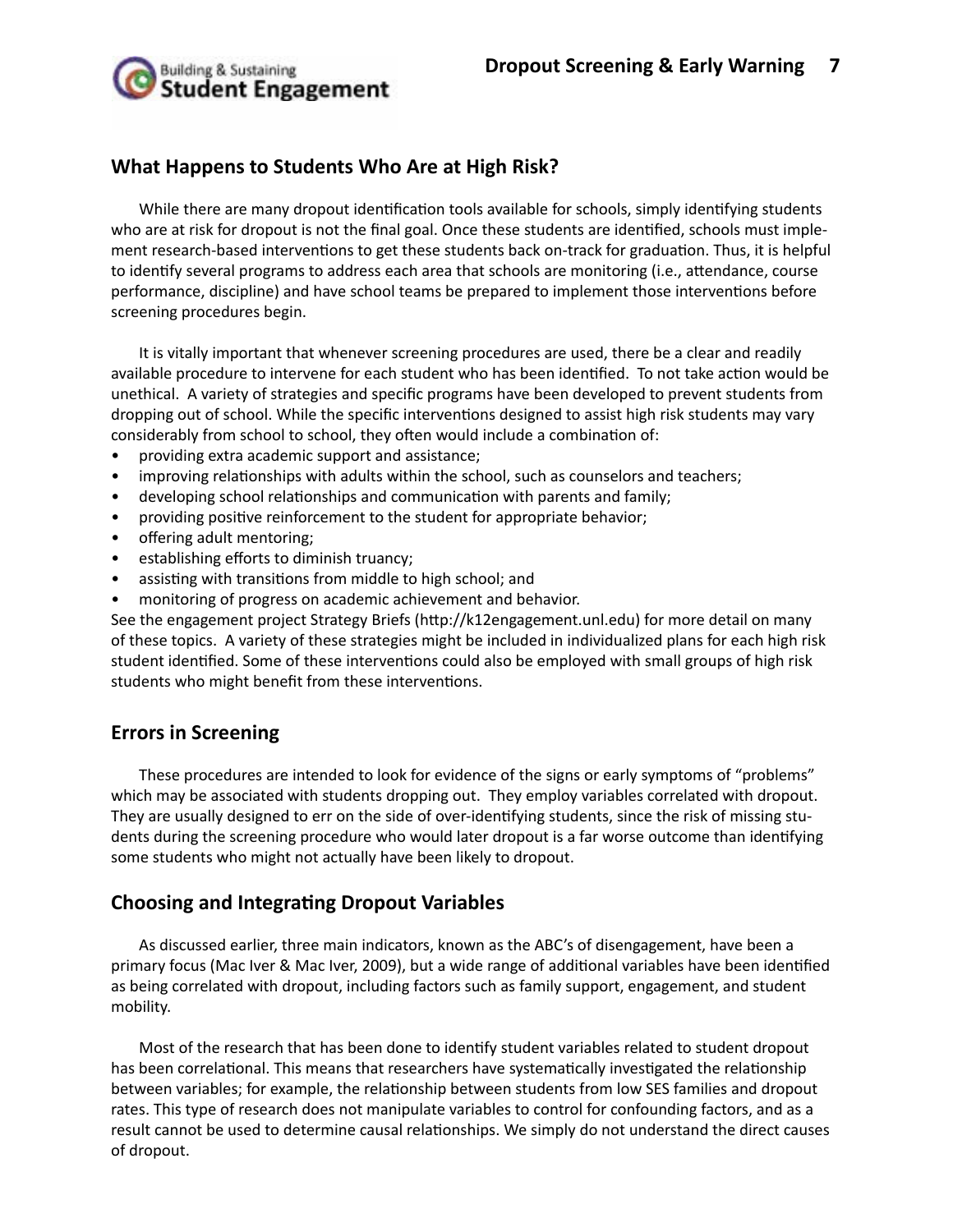## What Happens to Students Who Are at High Risk?

While there are many dropout identification tools available for schools, simply identifying students who are at risk for dropout is not the final goal. Once these students are identified, schools must implement research-based interventions to get these students back on-track for graduation. Thus, it is helpful to identify several programs to address each area that schools are monitoring (i.e., attendance, course performance, discipline) and have school teams be prepared to implement those interventions before screening procedures begin.

It is vitally important that whenever screening procedures are used, there be a clear and readily available procedure to intervene for each student who has been identified. To not take action would be unethical. A variety of strategies and specific programs have been developed to prevent students from dropping out of school. While the specific interventions designed to assist high risk students may vary considerably from school to school, they often would include a combination of:

- providing extra academic support and assistance;
- improving relationships with adults within the school, such as counselors and teachers;
- developing school relationships and communication with parents and family;
- providing positive reinforcement to the student for appropriate behavior;
- offering adult mentoring;
- establishing efforts to diminish truancy;
- assisting with transitions from middle to high school; and
- monitoring of progress on academic achievement and behavior.

See the engagement project Strategy Briefs (http://k12engagement.unl.edu) for more detail on many of these topics. A variety of these strategies might be included in individualized plans for each high risk student identified. Some of these interventions could also be employed with small groups of high risk students who might benefit from these interventions.

## Errors in Screening

These procedures are intended to look for evidence of the signs or early symptoms of "problems" which may be associated with students dropping out. They employ variables correlated with dropout. They are usually designed to err on the side of over-identifying students, since the risk of missing students during the screening procedure who would later dropout is a far worse outcome than identifying some students who might not actually have been likely to dropout.

## Choosing and Integrating Dropout Variables

As discussed earlier, three main indicators, known as the ABC's of disengagement, have been a primary focus (Mac Iver & Mac Iver, 2009), but a wide range of additional variables have been identified as being correlated with dropout, including factors such as family support, engagement, and student mobility.

Most of the research that has been done to identify student variables related to student dropout has been correlational. This means that researchers have systematically investigated the relationship between variables; for example, the relationship between students from low SES families and dropout rates. This type of research does not manipulate variables to control for confounding factors, and as a result cannot be used to determine causal relationships. We simply do not understand the direct causes of dropout.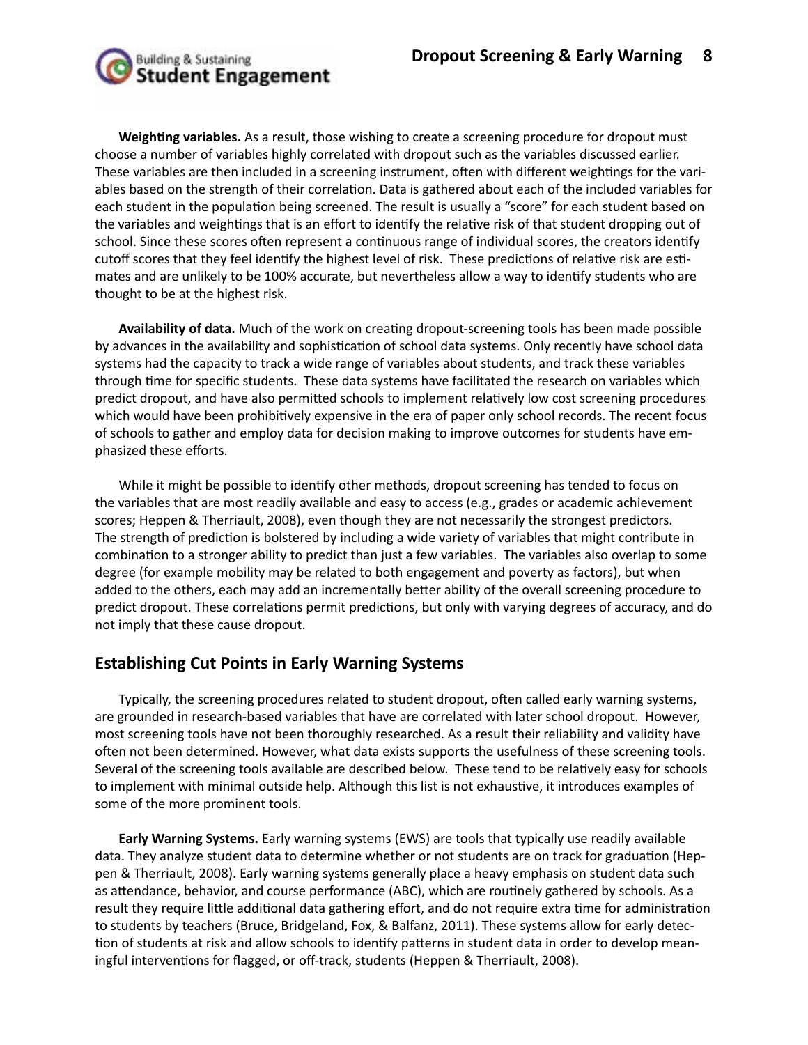**Weighting variables.** As a result, those wishing to create a screening procedure for dropout must choose a number of variables highly correlated with dropout such as the variables discussed earlier. These variables are then included in a screening instrument, often with different weightings for the variables based on the strength of their correlation. Data is gathered about each of the included variables for each student in the population being screened. The result is usually a "score" for each student based on the variables and weightings that is an effort to identify the relative risk of that student dropping out of school. Since these scores often represent a continuous range of individual scores, the creators identify cutoff scores that they feel identify the highest level of risk. These predictions of relative risk are estimates and are unlikely to be 100% accurate, but nevertheless allow a way to identify students who are thought to be at the highest risk.

**Availability of data.** Much of the work on creating dropout-screening tools has been made possible by advances in the availability and sophistication of school data systems. Only recently have school data systems had the capacity to track a wide range of variables about students, and track these variables through time for specific students. These data systems have facilitated the research on variables which predict dropout, and have also permitted schools to implement relatively low cost screening procedures which would have been prohibitively expensive in the era of paper only school records. The recent focus of schools to gather and employ data for decision making to improve outcomes for students have emphasized these efforts.

While it might be possible to identify other methods, dropout screening has tended to focus on the variables that are most readily available and easy to access (e.g., grades or academic achievement scores; Heppen & Therriault, 2008), even though they are not necessarily the strongest predictors. The strength of prediction is bolstered by including a wide variety of variables that might contribute in combination to a stronger ability to predict than just a few variables. The variables also overlap to some degree (for example mobility may be related to both engagement and poverty as factors), but when added to the others, each may add an incrementally better ability of the overall screening procedure to predict dropout. These correlations permit predictions, but only with varying degrees of accuracy, and do not imply that these cause dropout.

## Establishing Cut Points in Early Warning Systems

Typically, the screening procedures related to student dropout, often called early warning systems, are grounded in research-based variables that have are correlated with later school dropout. However, most screening tools have not been thoroughly researched. As a result their reliability and validity have often not been determined. However, what data exists supports the usefulness of these screening tools. Several of the screening tools available are described below. These tend to be relatively easy for schools to implement with minimal outside help. Although this list is not exhaustive, it introduces examples of some of the more prominent tools.

**Early Warning Systems.** Early warning systems (EWS) are tools that typically use readily available data. They analyze student data to determine whether or not students are on track for graduation (Heppen & Therriault, 2008). Early warning systems generally place a heavy emphasis on student data such as attendance, behavior, and course performance (ABC), which are routinely gathered by schools. As a result they require little additional data gathering effort, and do not require extra time for administration to students by teachers (Bruce, Bridgeland, Fox, & Balfanz, 2011). These systems allow for early detection of students at risk and allow schools to identify patterns in student data in order to develop meaningful interventions for flagged, or off-track, students (Heppen & Therriault, 2008).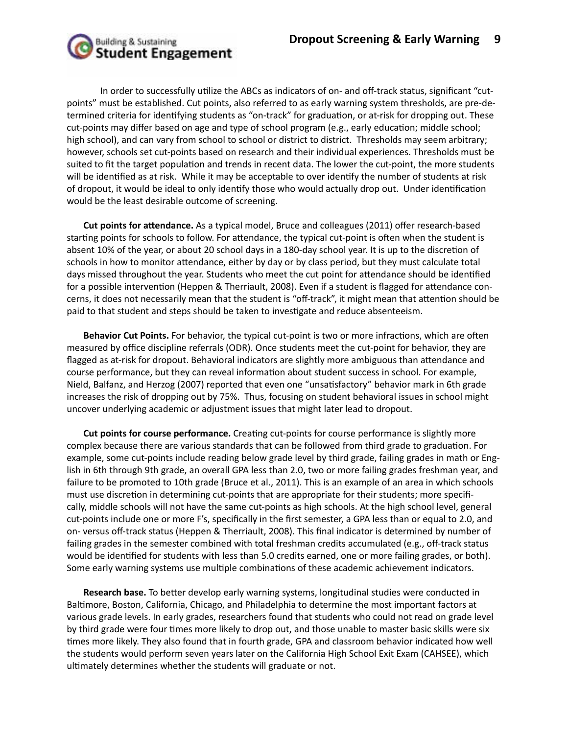In order to successfully utilize the ABCs as indicators of on- and off-track status, significant "cut-points" must be established. Cut points, also referred to as early warning system thresholds, are pre-determined criteria for identifying students as "on-track" for graduation, or at-risk for dropping out. These cut-points may differ based on age and type of school program (e.g., early education; middle school; high school), and can vary from school to school or district to district. Thresholds may seem arbitrary; however, schools set cut-points based on research and their individual experiences. Thresholds must be suited to fit the target population and trends in recent data. The lower the cut-point, the more students will be identified as at risk. While it may be acceptable to over identify the number of students at risk of dropout, it would be ideal to only identify those who would actually drop out. Under identification would be the least desirable outcome of screening.

**Cut points for attendance.** As a typical model, Bruce and colleagues (2011) offer research-based starting points for schools to follow. For attendance, the typical cut-point is often when the student is absent 10% of the year, or about 20 school days in a 180-day school year. It is up to the discretion of schools in how to monitor attendance, either by day or by class period, but they must calculate total days missed throughout the year. Students who meet the cut point for attendance should be identified for a possible intervention (Heppen & Therriault, 2008). Even if a student is flagged for attendance concerns, it does not necessarily mean that the student is "off-track", it might mean that attention should be paid to that student and steps should be taken to investigate and reduce absenteeism.

**Behavior Cut Points.** For behavior, the typical cut-point is two or more infractions, which are often measured by office discipline referrals (ODR). Once students meet the cut-point for behavior, they are flagged as at-risk for dropout. Behavioral indicators are slightly more ambiguous than attendance and course performance, but they can reveal information about student success in school. For example, Nield, Balfanz, and Herzog (2007) reported that even one "unsatisfactory" behavior mark in 6th grade increases the risk of dropping out by 75%. Thus, focusing on student behavioral issues in school might uncover underlying academic or adjustment issues that might later lead to dropout.

**Cut points for course performance.** Creating cut-points for course performance is slightly more complex because there are various standards that can be followed from third grade to graduation. For example, some cut-points include reading below grade level by third grade, failing grades in math or English in 6th through 9th grade, an overall GPA less than 2.0, two or more failing grades freshman year, and failure to be promoted to 10th grade (Bruce et al., 2011). This is an example of an area in which schools must use discretion in determining cut-points that are appropriate for their students; more specifically, middle schools will not have the same cut-points as high schools. At the high school level, general cut-points include one or more F's, specifically in the first semester, a GPA less than or equal to 2.0, and on- versus off-track status (Heppen & Therriault, 2008). This final indicator is determined by number of failing grades in the semester combined with total freshman credits accumulated (e.g., off-track status would be identified for students with less than 5.0 credits earned, one or more failing grades, or both). Some early warning systems use multiple combinations of these academic achievement indicators.

**Research base.** To better develop early warning systems, longitudinal studies were conducted in Baltimore, Boston, California, Chicago, and Philadelphia to determine the most important factors at various grade levels. In early grades, researchers found that students who could not read on grade level by third grade were four times more likely to drop out, and those unable to master basic skills were six times more likely. They also found that in fourth grade, GPA and classroom behavior indicated how well the students would perform seven years later on the California High School Exit Exam (CAHSEE), which ultimately determines whether the students will graduate or not.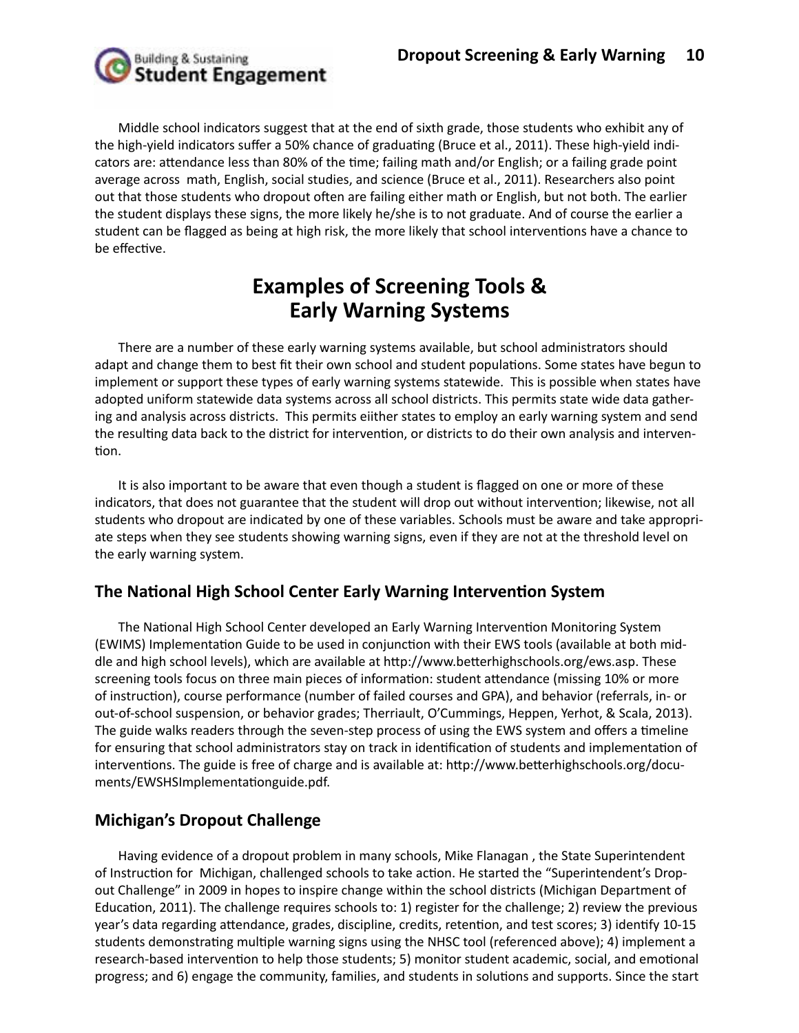Middle school indicators suggest that at the end of sixth grade, those students who exhibit any of the high-yield indicators suffer a 50% chance of graduating (Bruce et al., 2011). These high-yield indicators are: attendance less than 80% of the time; failing math and/or English; or a failing grade point average across  math, English, social studies, and science (Bruce et al., 2011). Researchers also point out that those students who dropout often are failing either math or English, but not both. The earlier the student displays these signs, the more likely he/she is to not graduate. And of course the earlier a student can be flagged as being at high risk, the more likely that school interventions have a chance to be effective.

## Examples of Screening Tools & Early Warning Systems

There are a number of these early warning systems available, but school administrators should adapt and change them to best fit their own school and student populations. Some states have begun to implement or support these types of early warning systems statewide.  This is possible when states have adopted uniform statewide data systems across all school districts. This permits state wide data gathering and analysis across districts.  This permits eiither states to employ an early warning system and send the resulting data back to the district for intervention, or districts to do their own analysis and intervention.

It is also important to be aware that even though a student is flagged on one or more of these indicators, that does not guarantee that the student will drop out without intervention; likewise, not all students who dropout are indicated by one of these variables. Schools must be aware and take appropriate steps when they see students showing warning signs, even if they are not at the threshold level on the early warning system.

### The National High School Center Early Warning Intervention System

The National High School Center developed an Early Warning Intervention Monitoring System (EWIMS) Implementation Guide to be used in conjunction with their EWS tools (available at both middle and high school levels), which are available at http://www.betterhighschools.org/ews.asp. These screening tools focus on three main pieces of information: student attendance (missing 10% or more of instruction), course performance (number of failed courses and GPA), and behavior (referrals, in- or out-of-school suspension, or behavior grades; Therriault, O'Cummings, Heppen, Yerhot, & Scala, 2013). The guide walks readers through the seven-step process of using the EWS system and offers a timeline for ensuring that school administrators stay on track in identification of students and implementation of interventions. The guide is free of charge and is available at: http://www.betterhighschools.org/documents/EWSHSImplementationguide.pdf.

### Michigan's Dropout Challenge

Having evidence of a dropout problem in many schools, Mike Flanagan , the State Superintendent of Instruction for  Michigan, challenged schools to take action. He started the "Superintendent's Dropout Challenge" in 2009 in hopes to inspire change within the school districts (Michigan Department of Education, 2011). The challenge requires schools to: 1) register for the challenge; 2) review the previous year's data regarding attendance, grades, discipline, credits, retention, and test scores; 3) identify 10-15 students demonstrating multiple warning signs using the NHSC tool (referenced above); 4) implement a research-based intervention to help those students; 5) monitor student academic, social, and emotional progress; and 6) engage the community, families, and students in solutions and supports. Since the start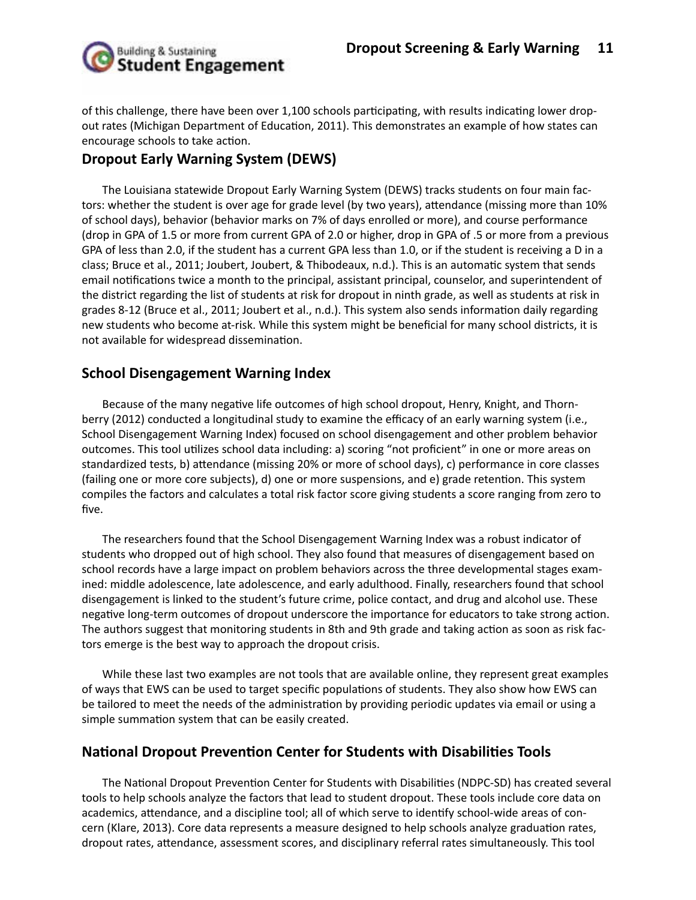of this challenge, there have been over 1,100 schools participating, with results indicating lower dropout rates (Michigan Department of Education, 2011). This demonstrates an example of how states can encourage schools to take action.

## Dropout Early Warning System (DEWS)

The Louisiana statewide Dropout Early Warning System (DEWS) tracks students on four main factors: whether the student is over age for grade level (by two years), attendance (missing more than 10% of school days), behavior (behavior marks on 7% of days enrolled or more), and course performance (drop in GPA of 1.5 or more from current GPA of 2.0 or higher, drop in GPA of .5 or more from a previous GPA of less than 2.0, if the student has a current GPA less than 1.0, or if the student is receiving a D in a class; Bruce et al., 2011; Joubert, Joubert, & Thibodeaux, n.d.). This is an automatic system that sends email notifications twice a month to the principal, assistant principal, counselor, and superintendent of the district regarding the list of students at risk for dropout in ninth grade, as well as students at risk in grades 8-12 (Bruce et al., 2011; Joubert et al., n.d.). This system also sends information daily regarding new students who become at-risk. While this system might be beneficial for many school districts, it is not available for widespread dissemination.

## School Disengagement Warning Index

Because of the many negative life outcomes of high school dropout, Henry, Knight, and Thornberry (2012) conducted a longitudinal study to examine the efficacy of an early warning system (i.e., School Disengagement Warning Index) focused on school disengagement and other problem behavior outcomes. This tool utilizes school data including: a) scoring "not proficient" in one or more areas on standardized tests, b) attendance (missing 20% or more of school days), c) performance in core classes (failing one or more core subjects), d) one or more suspensions, and e) grade retention. This system compiles the factors and calculates a total risk factor score giving students a score ranging from zero to five.

The researchers found that the School Disengagement Warning Index was a robust indicator of students who dropped out of high school. They also found that measures of disengagement based on school records have a large impact on problem behaviors across the three developmental stages examined: middle adolescence, late adolescence, and early adulthood. Finally, researchers found that school disengagement is linked to the student's future crime, police contact, and drug and alcohol use. These negative long-term outcomes of dropout underscore the importance for educators to take strong action. The authors suggest that monitoring students in 8th and 9th grade and taking action as soon as risk factors emerge is the best way to approach the dropout crisis.

While these last two examples are not tools that are available online, they represent great examples of ways that EWS can be used to target specific populations of students. They also show how EWS can be tailored to meet the needs of the administration by providing periodic updates via email or using a simple summation system that can be easily created.

## National Dropout Prevention Center for Students with Disabilities Tools

The National Dropout Prevention Center for Students with Disabilities (NDPC-SD) has created several tools to help schools analyze the factors that lead to student dropout. These tools include core data on academics, attendance, and a discipline tool; all of which serve to identify school-wide areas of concern (Klare, 2013). Core data represents a measure designed to help schools analyze graduation rates, dropout rates, attendance, assessment scores, and disciplinary referral rates simultaneously. This tool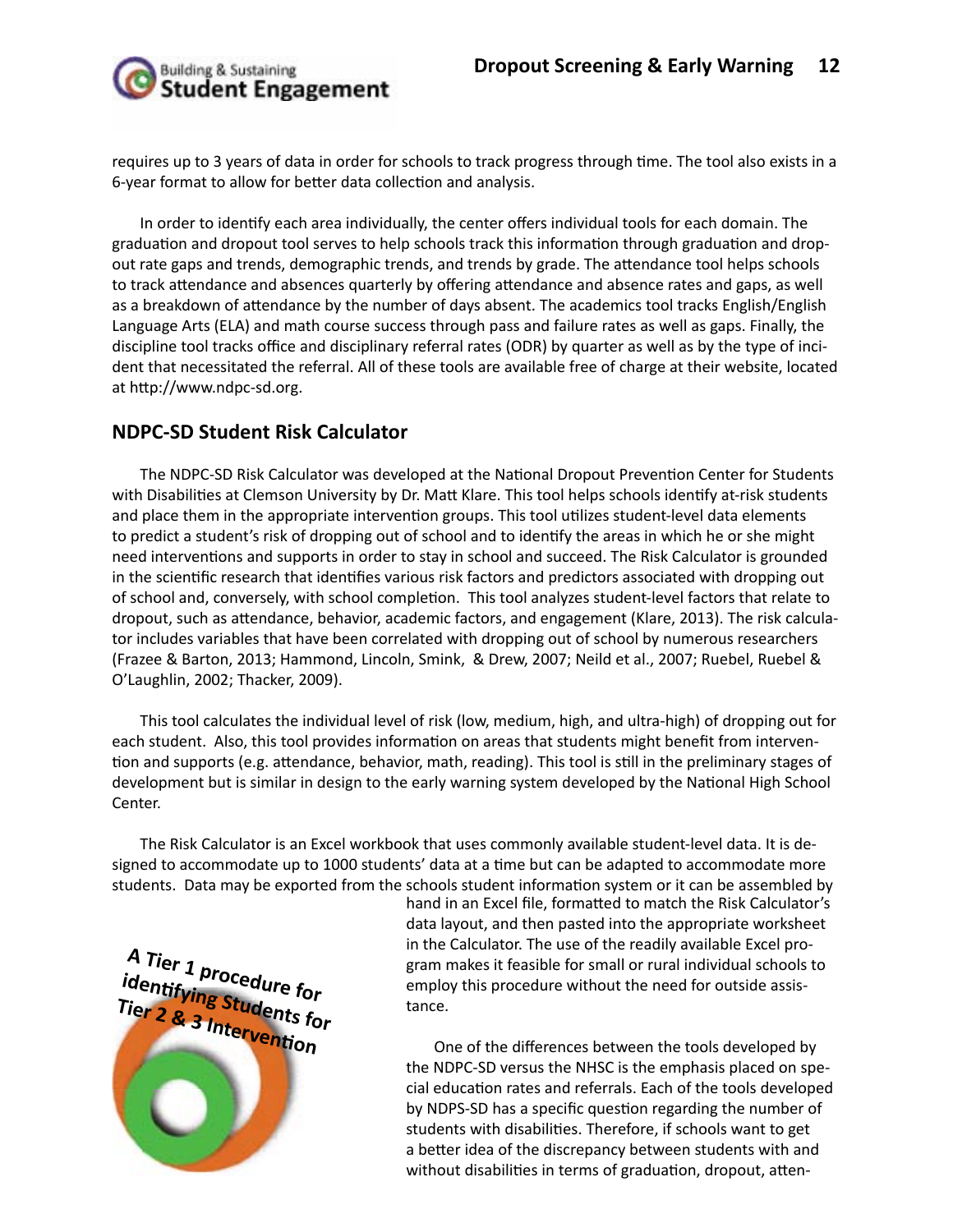requires up to 3 years of data in order for schools to track progress through time. The tool also exists in a 6-year format to allow for better data collection and analysis.

In order to identify each area individually, the center offers individual tools for each domain. The graduation and dropout tool serves to help schools track this information through graduation and dropout rate gaps and trends, demographic trends, and trends by grade. The attendance tool helps schools to track attendance and absences quarterly by offering attendance and absence rates and gaps, as well as a breakdown of attendance by the number of days absent. The academics tool tracks English/English Language Arts (ELA) and math course success through pass and failure rates as well as gaps. Finally, the discipline tool tracks office and disciplinary referral rates (ODR) by quarter as well as by the type of incident that necessitated the referral. All of these tools are available free of charge at their website, located at http://www.ndpc-sd.org.

## NDPC-SD Student Risk Calculator

The NDPC-SD Risk Calculator was developed at the National Dropout Prevention Center for Students with Disabilities at Clemson University by Dr. Matt Klare. This tool helps schools identify at-risk students and place them in the appropriate intervention groups. This tool utilizes student-level data elements to predict a student's risk of dropping out of school and to identify the areas in which he or she might need interventions and supports in order to stay in school and succeed. The Risk Calculator is grounded in the scientific research that identifies various risk factors and predictors associated with dropping out of school and, conversely, with school completion. This tool analyzes student-level factors that relate to dropout, such as attendance, behavior, academic factors, and engagement (Klare, 2013). The risk calculator includes variables that have been correlated with dropping out of school by numerous researchers (Frazee & Barton, 2013; Hammond, Lincoln, Smink, & Drew, 2007; Neild et al., 2007; Ruebel, Ruebel & O'Laughlin, 2002; Thacker, 2009).

This tool calculates the individual level of risk (low, medium, high, and ultra-high) of dropping out for each student. Also, this tool provides information on areas that students might benefit from intervention and supports (e.g. attendance, behavior, math, reading). This tool is still in the preliminary stages of development but is similar in design to the early warning system developed by the National High School Center.

The Risk Calculator is an Excel workbook that uses commonly available student-level data. It is designed to accommodate up to 1000 students' data at a time but can be adapted to accommodate more students. Data may be exported from the schools student information system or it can be assembled by hand in an Excel file, formatted to match the Risk Calculator's data layout, and then pasted into the appropriate worksheet in the Calculator. The use of the readily available Excel program makes it feasible for small or rural individual schools to employ this procedure without the need for outside assistance.

**A Tier 1 procedure for identifying Students for Tier 2 & 3 Intervention**

One of the differences between the tools developed by the NDPC-SD versus the NHSC is the emphasis placed on special education rates and referrals. Each of the tools developed by NDPS-SD has a specific question regarding the number of students with disabilities. Therefore, if schools want to get a better idea of the discrepancy between students with and without disabilities in terms of graduation, dropout, atten-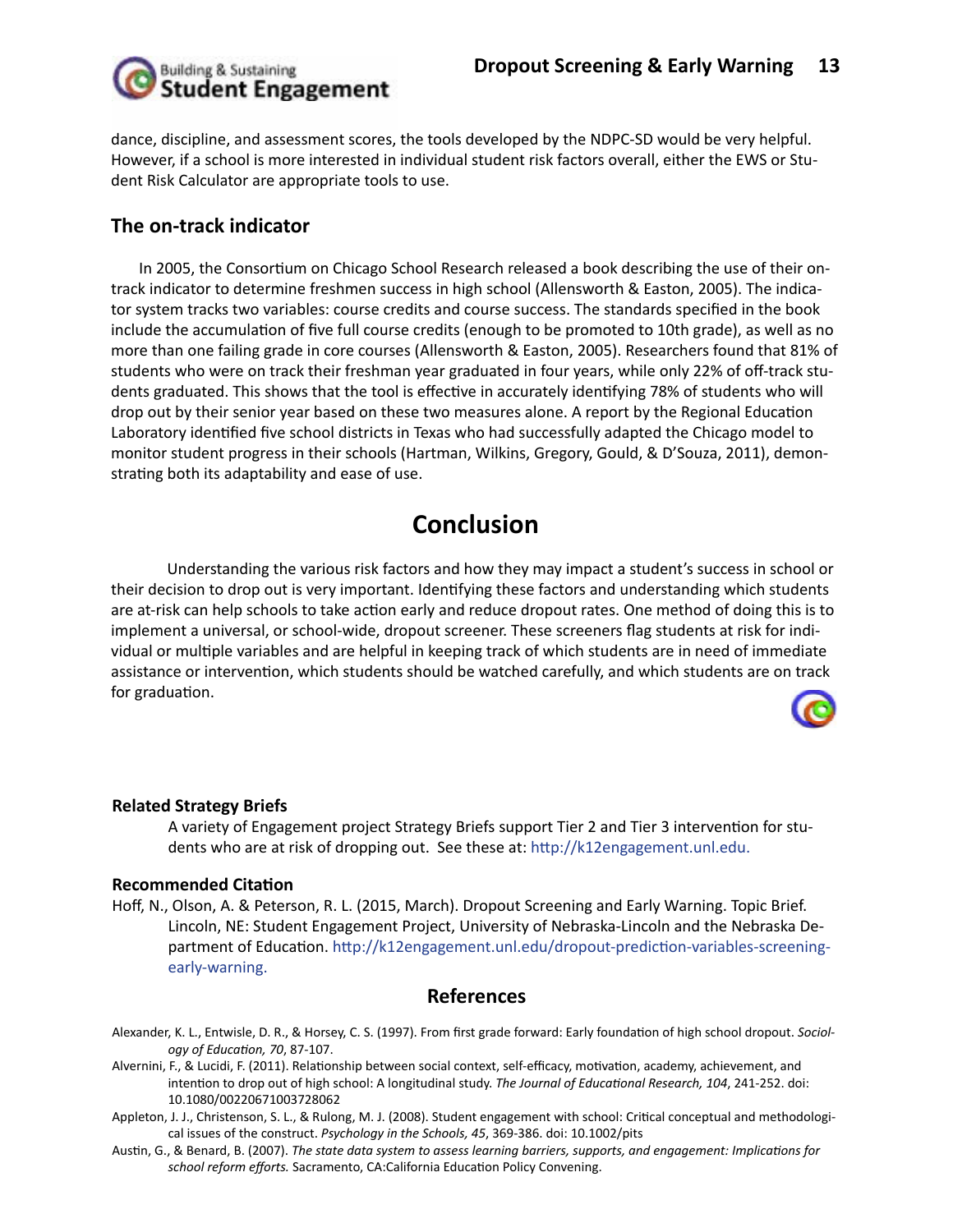dance, discipline, and assessment scores, the tools developed by the NDPC-SD would be very helpful. However, if a school is more interested in individual student risk factors overall, either the EWS or Student Risk Calculator are appropriate tools to use.

### The on-track indicator

In 2005, the Consortium on Chicago School Research released a book describing the use of their on-track indicator to determine freshmen success in high school (Allensworth & Easton, 2005). The indicator system tracks two variables: course credits and course success. The standards specified in the book include the accumulation of five full course credits (enough to be promoted to 10th grade), as well as no more than one failing grade in core courses (Allensworth & Easton, 2005). Researchers found that 81% of students who were on track their freshman year graduated in four years, while only 22% of off-track students graduated. This shows that the tool is effective in accurately identifying 78% of students who will drop out by their senior year based on these two measures alone. A report by the Regional Education Laboratory identified five school districts in Texas who had successfully adapted the Chicago model to monitor student progress in their schools (Hartman, Wilkins, Gregory, Gould, & D'Souza, 2011), demonstrating both its adaptability and ease of use.

## Conclusion

Understanding the various risk factors and how they may impact a student's success in school or their decision to drop out is very important. Identifying these factors and understanding which students are at-risk can help schools to take action early and reduce dropout rates. One method of doing this is to implement a universal, or school-wide, dropout screener. These screeners flag students at risk for individual or multiple variables and are helpful in keeping track of which students are in need of immediate assistance or intervention, which students should be watched carefully, and which students are on track for graduation.

**Related Strategy Briefs**

A variety of Engagement project Strategy Briefs support Tier 2 and Tier 3 intervention for students who are at risk of dropping out. See these at: http://k12engagement.unl.edu.

**Recommended Citation**

Hoff, N., Olson, A. & Peterson, R. L. (2015, March). Dropout Screening and Early Warning. Topic Brief. Lincoln, NE: Student Engagement Project, University of Nebraska-Lincoln and the Nebraska Department of Education. http://k12engagement.unl.edu/dropout-prediction-variables-screening-early-warning.

## References

Alexander, K. L., Entwisle, D. R., & Horsey, C. S. (1997). From first grade forward: Early foundation of high school dropout. *Sociology of Education, 70*, 87-107.

Alvernini, F., & Lucidi, F. (2011). Relationship between social context, self-efficacy, motivation, academy, achievement, and intention to drop out of high school: A longitudinal study. *The Journal of Educational Research, 104*, 241-252. doi: 10.1080/00220671003728062

Appleton, J. J., Christenson, S. L., & Rulong, M. J. (2008). Student engagement with school: Critical conceptual and methodological issues of the construct. *Psychology in the Schools, 45*, 369-386. doi: 10.1002/pits

Austin, G., & Benard, B. (2007). *The state data system to assess learning barriers, supports, and engagement: Implications for school reform efforts.* Sacramento, CA:California Education Policy Convening.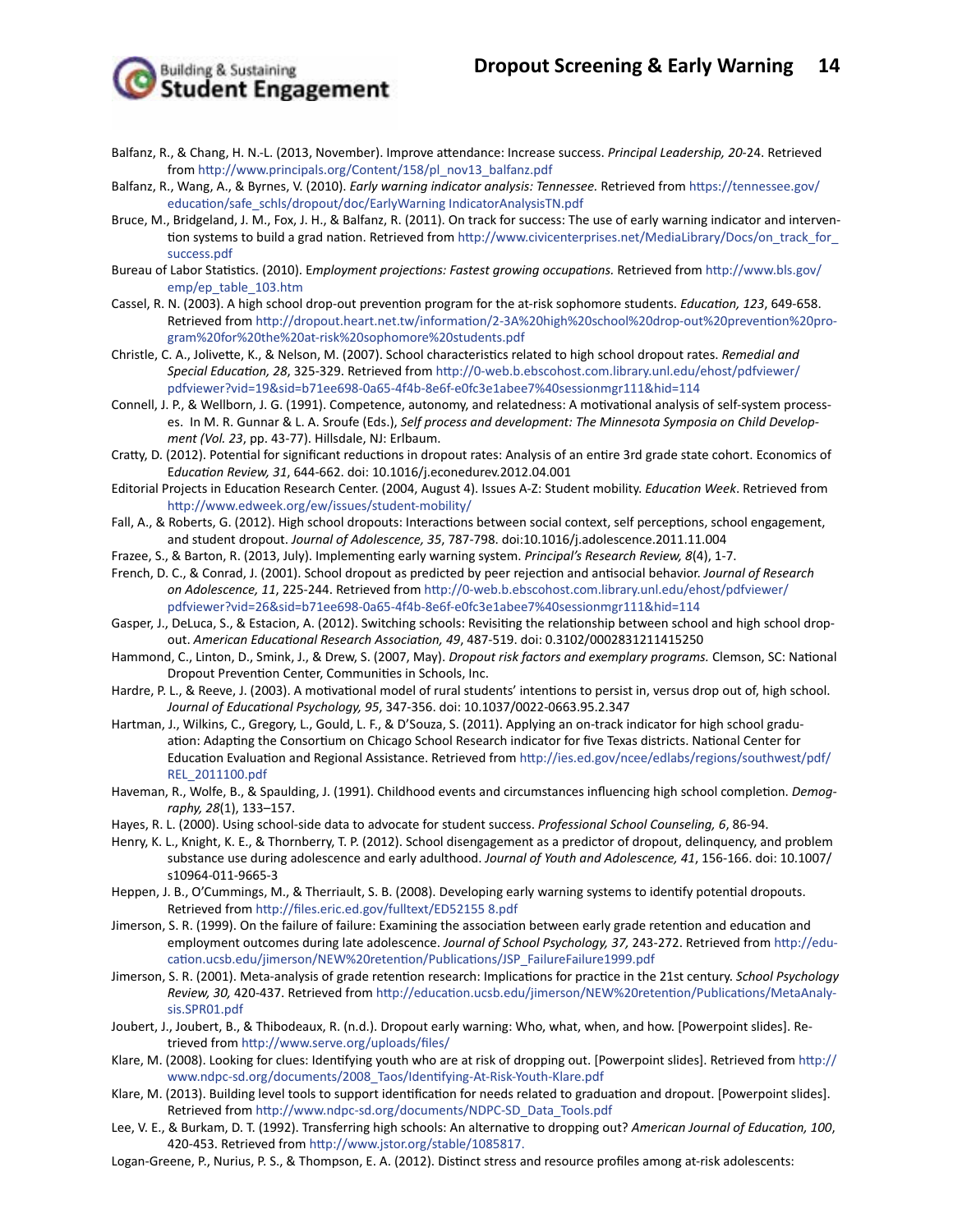Balfanz, R., & Chang, H. N.-L. (2013, November). Improve attendance: Increase success. *Principal Leadership, 20*-24. Retrieved from http://www.principals.org/Content/158/pl_nov13_balfanz.pdf

Balfanz, R., Wang, A., & Byrnes, V. (2010). *Early warning indicator analysis: Tennessee.* Retrieved from https://tennessee.gov/education/safe_schls/dropout/doc/EarlyWarning IndicatorAnalysisTN.pdf

Bruce, M., Bridgeland, J. M., Fox, J. H., & Balfanz, R. (2011). On track for success: The use of early warning indicator and intervention systems to build a grad nation. Retrieved from http://www.civicenterprises.net/MediaLibrary/Docs/on_track_for_success.pdf

Bureau of Labor Statistics. (2010). *Employment projections: Fastest growing occupations.* Retrieved from http://www.bls.gov/emp/ep_table_103.htm

Cassel, R. N. (2003). A high school drop-out prevention program for the at-risk sophomore students. *Education, 123*, 649-658. Retrieved from http://dropout.heart.net.tw/information/2-3A%20high%20school%20drop-out%20prevention%20program%20for%20the%20at-risk%20sophomore%20students.pdf

Christle, C. A., Jolivette, K., & Nelson, M. (2007). School characteristics related to high school dropout rates. *Remedial and Special Education, 28*, 325-329. Retrieved from http://0-web.b.ebscohost.com.library.unl.edu/ehost/pdfviewer/pdfviewer?vid=19&sid=b71ee698-0a65-4f4b-8e6f-e0fc3e1abee7%40sessionmgr111&hid=114

Connell, J. P., & Wellborn, J. G. (1991). Competence, autonomy, and relatedness: A motivational analysis of self-system processes. In M. R. Gunnar & L. A. Sroufe (Eds.), *Self process and development: The Minnesota Symposia on Child Development (Vol. 23*, pp. 43-77). Hillsdale, NJ: Erlbaum.

Cratty, D. (2012). Potential for significant reductions in dropout rates: Analysis of an entire 3rd grade state cohort. Economics of *Education Review, 31*, 644-662. doi: 10.1016/j.econedurev.2012.04.001

Editorial Projects in Education Research Center. (2004, August 4). Issues A-Z: Student mobility. *Education Week*. Retrieved from http://www.edweek.org/ew/issues/student-mobility/

Fall, A., & Roberts, G. (2012). High school dropouts: Interactions between social context, self perceptions, school engagement, and student dropout. *Journal of Adolescence, 35*, 787-798. doi:10.1016/j.adolescence.2011.11.004

Frazee, S., & Barton, R. (2013, July). Implementing early warning system. *Principal's Research Review, 8*(4), 1-7.

French, D. C., & Conrad, J. (2001). School dropout as predicted by peer rejection and antisocial behavior. *Journal of Research on Adolescence, 11*, 225-244. Retrieved from http://0-web.b.ebscohost.com.library.unl.edu/ehost/pdfviewer/pdfviewer?vid=26&sid=b71ee698-0a65-4f4b-8e6f-e0fc3e1abee7%40sessionmgr111&hid=114

Gasper, J., DeLuca, S., & Estacion, A. (2012). Switching schools: Revisiting the relationship between school and high school dropout. *American Educational Research Association, 49*, 487-519. doi: 0.3102/0002831211415250

Hammond, C., Linton, D., Smink, J., & Drew, S. (2007, May). *Dropout risk factors and exemplary programs.* Clemson, SC: National Dropout Prevention Center, Communities in Schools, Inc.

Hardre, P. L., & Reeve, J. (2003). A motivational model of rural students' intentions to persist in, versus drop out of, high school. *Journal of Educational Psychology, 95*, 347-356. doi: 10.1037/0022-0663.95.2.347

Hartman, J., Wilkins, C., Gregory, L., Gould, L. F., & D'Souza, S. (2011). Applying an on-track indicator for high school graduation: Adapting the Consortium on Chicago School Research indicator for five Texas districts. National Center for Education Evaluation and Regional Assistance. Retrieved from http://ies.ed.gov/ncee/edlabs/regions/southwest/pdf/REL_2011100.pdf

Haveman, R., Wolfe, B., & Spaulding, J. (1991). Childhood events and circumstances influencing high school completion. *Demography, 28*(1), 133–157.

Hayes, R. L. (2000). Using school-side data to advocate for student success. *Professional School Counseling, 6*, 86-94.

Henry, K. L., Knight, K. E., & Thornberry, T. P. (2012). School disengagement as a predictor of dropout, delinquency, and problem substance use during adolescence and early adulthood. *Journal of Youth and Adolescence, 41*, 156-166. doi: 10.1007/s10964-011-9665-3

Heppen, J. B., O'Cummings, M., & Therriault, S. B. (2008). Developing early warning systems to identify potential dropouts. Retrieved from http://files.eric.ed.gov/fulltext/ED52155 8.pdf

Jimerson, S. R. (1999). On the failure of failure: Examining the association between early grade retention and education and employment outcomes during late adolescence. *Journal of School Psychology, 37,* 243-272. Retrieved from http://education.ucsb.edu/jimerson/NEW%20retention/Publications/JSP_FailureFailure1999.pdf

Jimerson, S. R. (2001). Meta-analysis of grade retention research: Implications for practice in the 21st century. *School Psychology Review, 30,* 420-437. Retrieved from http://education.ucsb.edu/jimerson/NEW%20retention/Publications/MetaAnalysis.SPR01.pdf

Joubert, J., Joubert, B., & Thibodeaux, R. (n.d.). Dropout early warning: Who, what, when, and how. [Powerpoint slides]. Retrieved from http://www.serve.org/uploads/files/

Klare, M. (2008). Looking for clues: Identifying youth who are at risk of dropping out. [Powerpoint slides]. Retrieved from http://www.ndpc-sd.org/documents/2008_Taos/Identifying-At-Risk-Youth-Klare.pdf

Klare, M. (2013). Building level tools to support identification for needs related to graduation and dropout. [Powerpoint slides]. Retrieved from http://www.ndpc-sd.org/documents/NDPC-SD_Data_Tools.pdf

Lee, V. E., & Burkam, D. T. (1992). Transferring high schools: An alternative to dropping out? *American Journal of Education, 100*, 420-453. Retrieved from http://www.jstor.org/stable/1085817.

Logan-Greene, P., Nurius, P. S., & Thompson, E. A. (2012). Distinct stress and resource profiles among at-risk adolescents: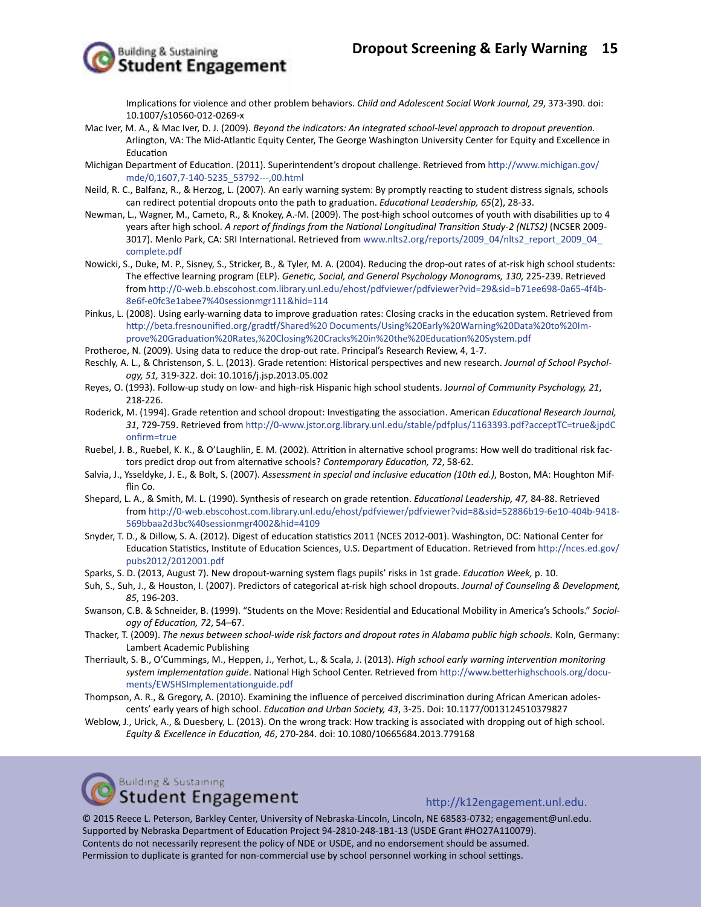Implications for violence and other problem behaviors. *Child and Adolescent Social Work Journal, 29*, 373-390. doi: 10.1007/s10560-012-0269-x

Mac Iver, M. A., & Mac Iver, D. J. (2009). *Beyond the indicators: An integrated school-level approach to dropout prevention.* Arlington, VA: The Mid-Atlantic Equity Center, The George Washington University Center for Equity and Excellence in Education

Michigan Department of Education. (2011). Superintendent's dropout challenge. Retrieved from http://www.michigan.gov/mde/0,1607,7-140-5235_53792---,00.html

Neild, R. C., Balfanz, R., & Herzog, L. (2007). An early warning system: By promptly reacting to student distress signals, schools can redirect potential dropouts onto the path to graduation. *Educational Leadership, 65*(2), 28-33.

Newman, L., Wagner, M., Cameto, R., & Knokey, A.-M. (2009). The post-high school outcomes of youth with disabilities up to 4 years after high school. *A report of findings from the National Longitudinal Transition Study-2 (NLTS2)* (NCSER 2009-3017). Menlo Park, CA: SRI International. Retrieved from www.nlts2.org/reports/2009_04/nlts2_report_2009_04_complete.pdf

Nowicki, S., Duke, M. P., Sisney, S., Stricker, B., & Tyler, M. A. (2004). Reducing the drop-out rates of at-risk high school students: The effective learning program (ELP). *Genetic, Social, and General Psychology Monograms, 130,* 225-239. Retrieved from http://0-web.b.ebscohost.com.library.unl.edu/ehost/pdfviewer/pdfviewer?vid=29&sid=b71ee698-0a65-4f4b-8e6f-e0fc3e1abee7%40sessionmgr111&hid=114

Pinkus, L. (2008). Using early-warning data to improve graduation rates: Closing cracks in the education system. Retrieved from http://beta.fresnounified.org/gradtf/Shared%20 Documents/Using%20Early%20Warning%20Data%20to%20Improve%20Graduation%20Rates,%20Closing%20Cracks%20in%20the%20Education%20System.pdf

Protheroe, N. (2009). Using data to reduce the drop-out rate. Principal's Research Review, 4, 1-7.

Reschly, A. L., & Christenson, S. L. (2013). Grade retention: Historical perspectives and new research. *Journal of School Psychology, 51,* 319-322. doi: 10.1016/j.jsp.2013.05.002

Reyes, O. (1993). Follow-up study on low- and high-risk Hispanic high school students. J*ournal of Community Psychology, 21*, 218-226.

Roderick, M. (1994). Grade retention and school dropout: Investigating the association. American *Educational Research Journal, 31*, 729-759. Retrieved from http://0-www.jstor.org.library.unl.edu/stable/pdfplus/1163393.pdf?acceptTC=true&jpdConfirm=true

Ruebel, J. B., Ruebel, K. K., & O'Laughlin, E. M. (2002). Attrition in alternative school programs: How well do traditional risk factors predict drop out from alternative schools? *Contemporary Education, 72*, 58-62.

Salvia, J., Ysseldyke, J. E., & Bolt, S. (2007). *Assessment in special and inclusive education (10th ed.)*, Boston, MA: Houghton Mifflin Co.

Shepard, L. A., & Smith, M. L. (1990). Synthesis of research on grade retention. *Educational Leadership, 47,* 84-88. Retrieved from http://0-web.ebscohost.com.library.unl.edu/ehost/pdfviewer/pdfviewer?vid=8&sid=52886b19-6e10-404b-9418-569bbaa2d3bc%40sessionmgr4002&hid=4109

Snyder, T. D., & Dillow, S. A. (2012). Digest of education statistics 2011 (NCES 2012-001). Washington, DC: National Center for Education Statistics, Institute of Education Sciences, U.S. Department of Education. Retrieved from http://nces.ed.gov/pubs2012/2012001.pdf

Sparks, S. D. (2013, August 7). New dropout-warning system flags pupils' risks in 1st grade. *Education Week,* p. 10.

Suh, S., Suh, J., & Houston, I. (2007). Predictors of categorical at-risk high school dropouts. *Journal of Counseling & Development, 85*, 196-203.

Swanson, C.B. & Schneider, B. (1999). "Students on the Move: Residential and Educational Mobility in America's Schools." *Sociology of Education, 72*, 54–67.

Thacker, T. (2009). *The nexus between school-wide risk factors and dropout rates in Alabama public high schools.* Koln, Germany: Lambert Academic Publishing

Therriault, S. B., O'Cummings, M., Heppen, J., Yerhot, L., & Scala, J. (2013). *High school early warning intervention monitoring system implementation guide*. National High School Center. Retrieved from http://www.betterhighschools.org/documents/EWSHSImplementationguide.pdf

Thompson, A. R., & Gregory, A. (2010). Examining the influence of perceived discrimination during African American adolescents' early years of high school. *Education and Urban Society, 43*, 3-25. Doi: 10.1177/0013124510379827

Weblow, J., Urick, A., & Duesbery, L. (2013). On the wrong track: How tracking is associated with dropping out of high school. *Equity & Excellence in Education, 46*, 270-284. doi: 10.1080/10665684.2013.779168

Building & Sustaining **Student Engagement**

http://k12engagement.unl.edu.

© 2015 Reece L. Peterson, Barkley Center, University of Nebraska-Lincoln, Lincoln, NE 68583-0732; engagement@unl.edu. Supported by Nebraska Department of Education Project 94-2810-248-1B1-13 (USDE Grant #HO27A110079). Contents do not necessarily represent the policy of NDE or USDE, and no endorsement should be assumed. Permission to duplicate is granted for non-commercial use by school personnel working in school settings.